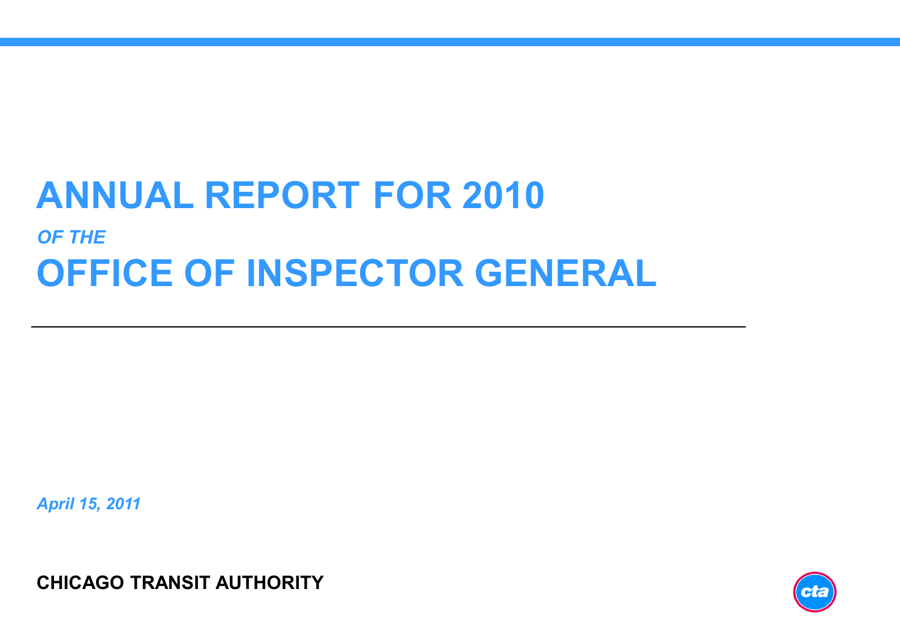# ANNUAL REPORT FOR 2010

*OF THE*

# OFFICE OF INSPECTOR GENERAL

---

*April 15, 2011*

**CHICAGO TRANSIT AUTHORITY**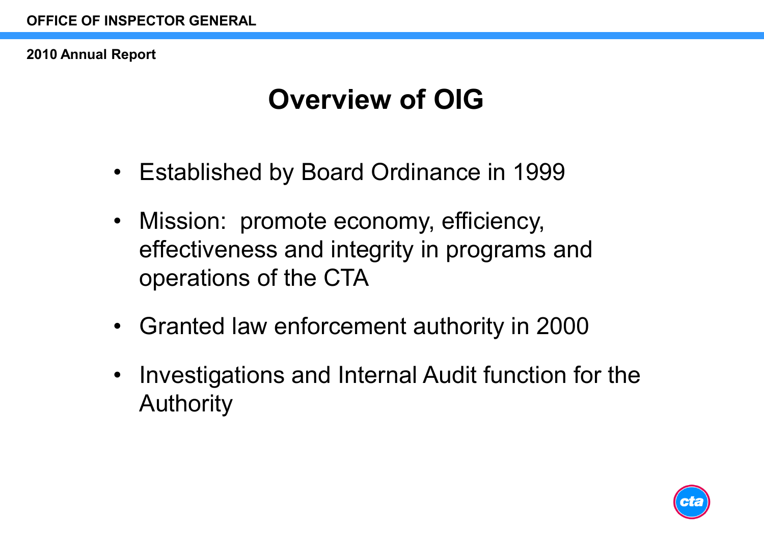# Overview of OIG

- Established by Board Ordinance in 1999
- Mission: promote economy, efficiency, effectiveness and integrity in programs and operations of the CTA
- Granted law enforcement authority in 2000
- Investigations and Internal Audit function for the Authority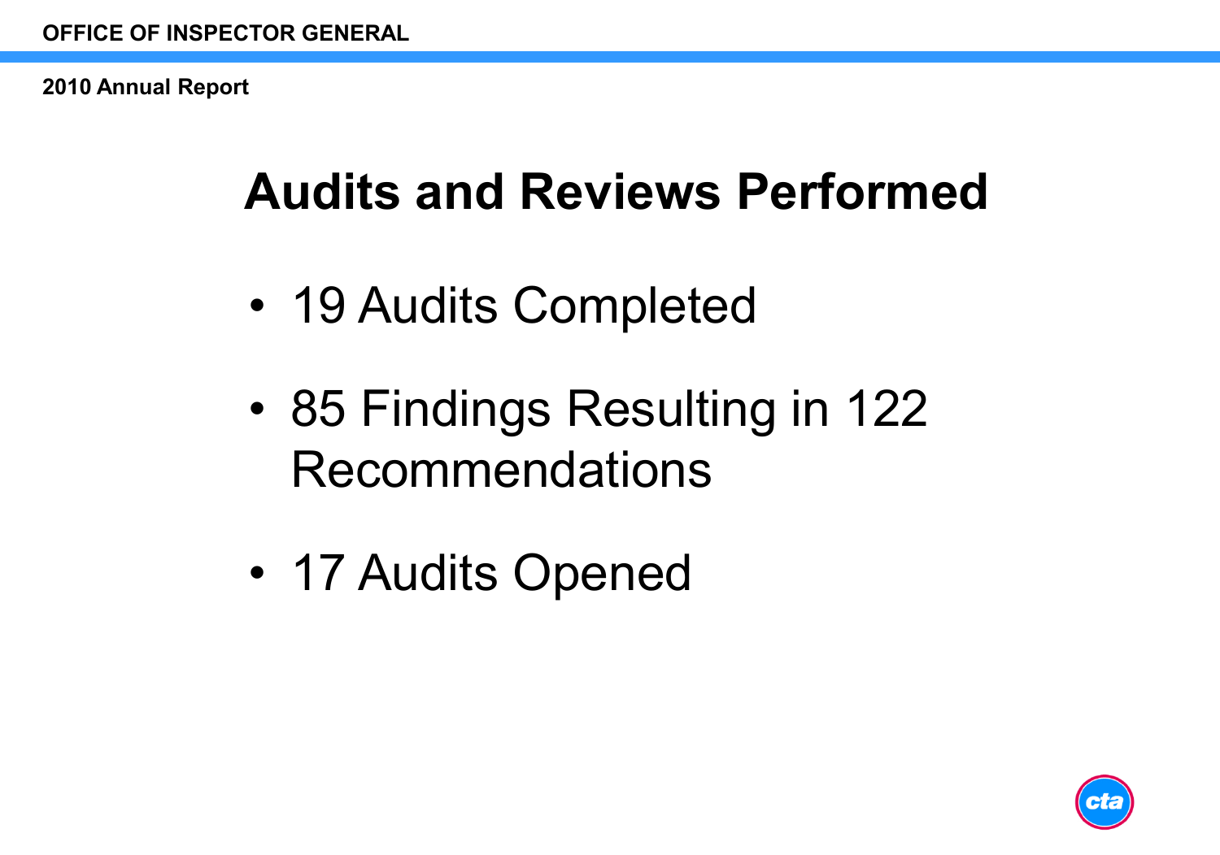# Audits and Reviews Performed

- 19 Audits Completed
- 85 Findings Resulting in 122 Recommendations
- 17 Audits Opened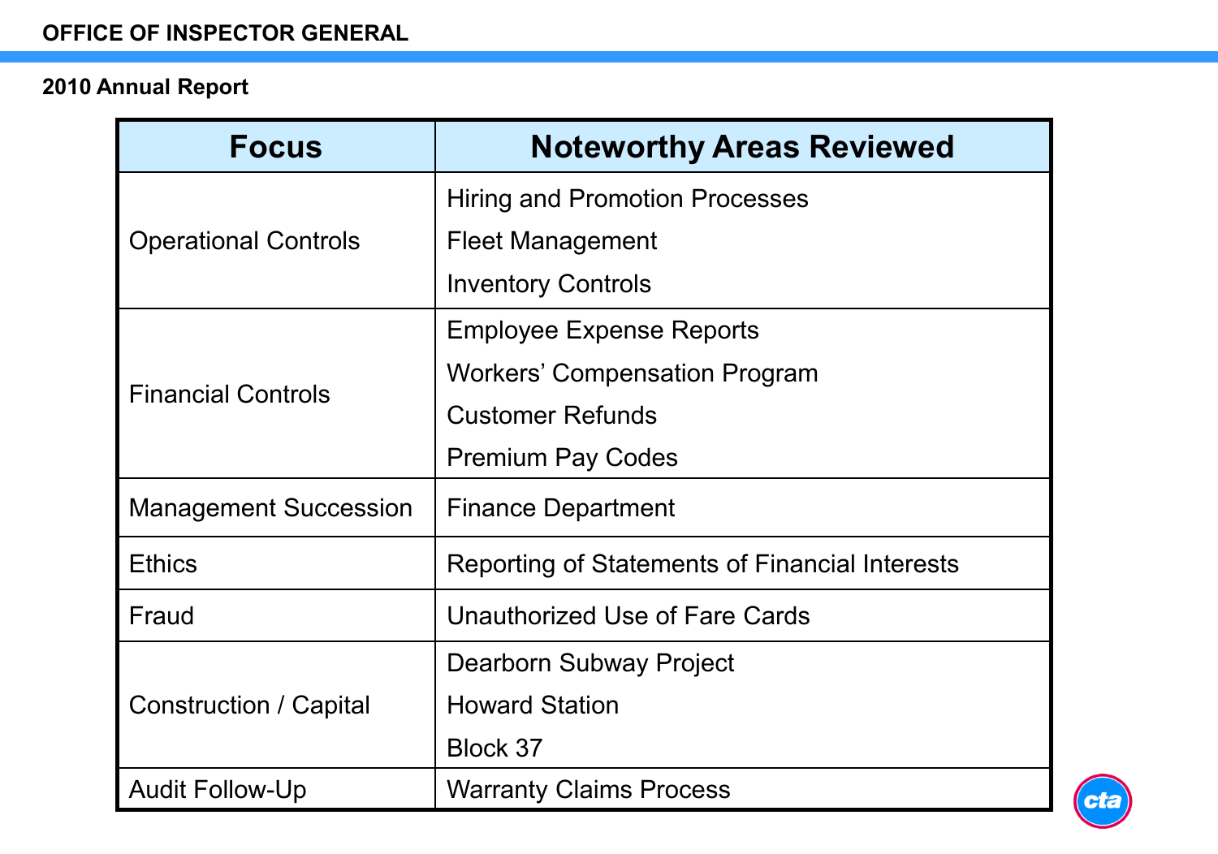| Focus | Noteworthy Areas Reviewed |
|---|---|
| Operational Controls | Hiring and Promotion Processes |
| | Fleet Management |
| | Inventory Controls |
| Financial Controls | Employee Expense Reports |
| | Workers' Compensation Program |
| | Customer Refunds |
| | Premium Pay Codes |
| Management Succession | Finance Department |
| Ethics | Reporting of Statements of Financial Interests |
| Fraud | Unauthorized Use of Fare Cards |
| Construction / Capital | Dearborn Subway Project |
| | Howard Station |
| | Block 37 |
| Audit Follow-Up | Warranty Claims Process |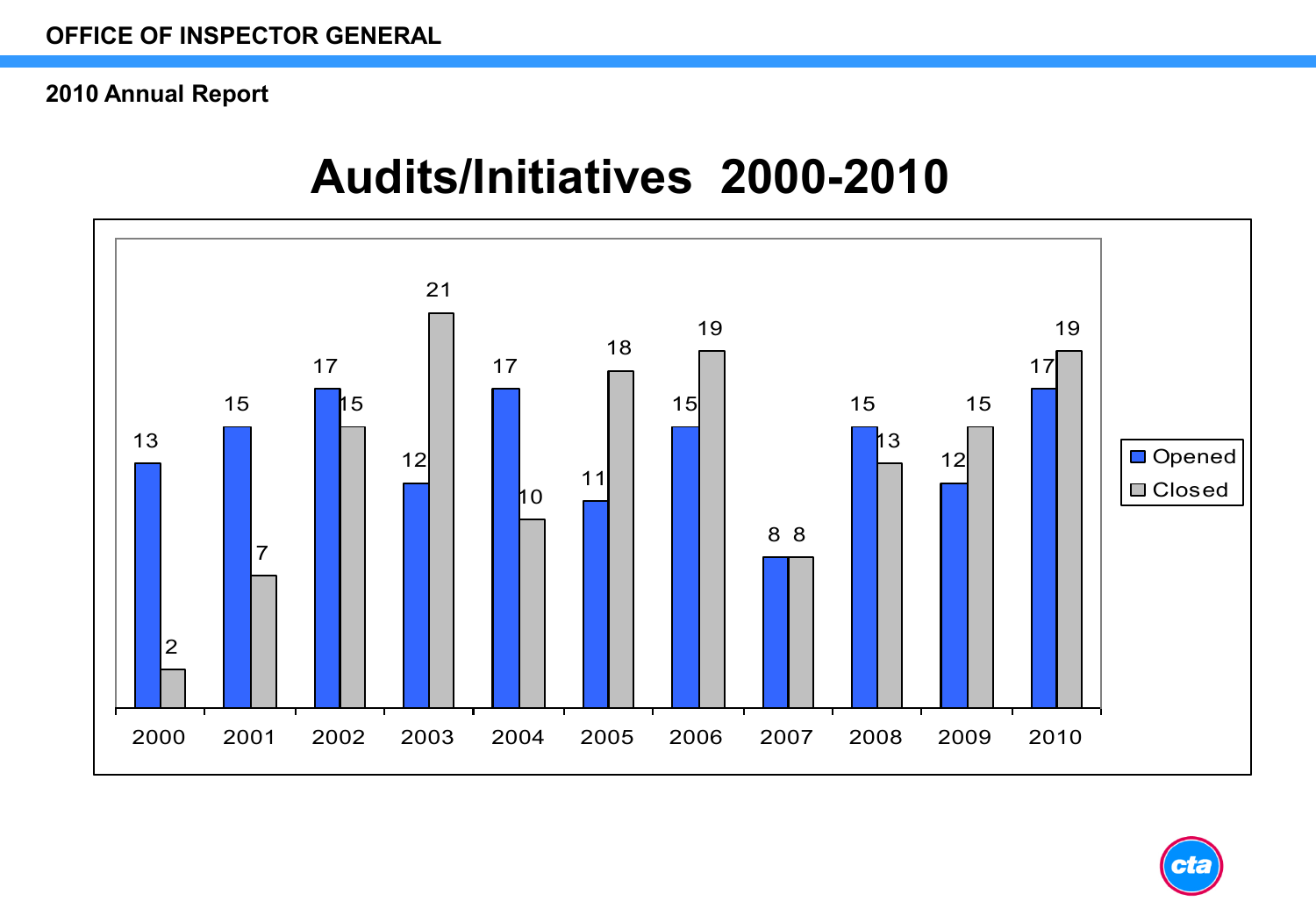# Audits/Initiatives 2000-2010

| Year | Opened | Closed |
|---|---|---|
| 2000 | 13 | 2 |
| 2001 | 15 | 7 |
| 2002 | 17 | 15 |
| 2003 | 12 | 21 |
| 2004 | 17 | 10 |
| 2005 | 11 | 18 |
| 2006 | 15 | 19 |
| 2007 | 8 | 8 |
| 2008 | 15 | 13 |
| 2009 | 12 | 15 |
| 2010 | 17 | 19 |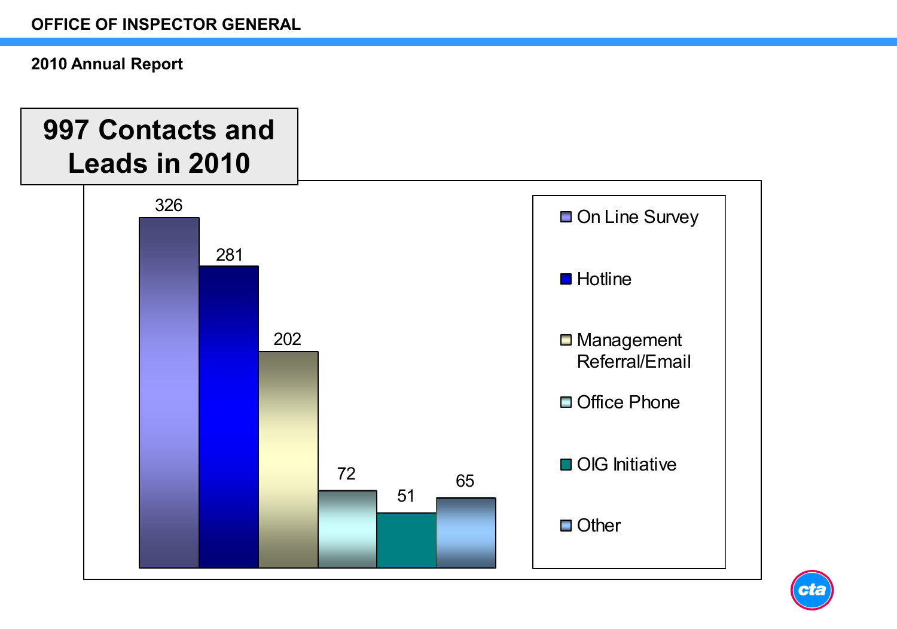## 997 Contacts and Leads in 2010

| Source | Count |
|---|---|
| On Line Survey | 326 |
| Hotline | 281 |
| Management Referral/Email | 202 |
| Office Phone | 72 |
| OIG Initiative | 51 |
| Other | 65 |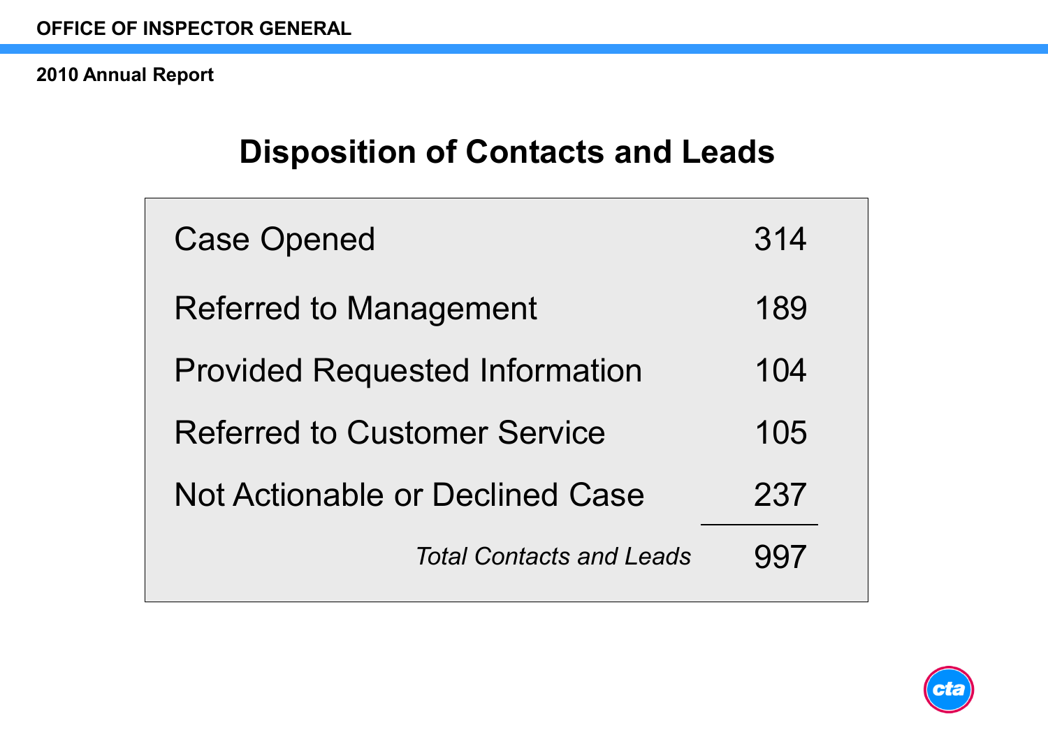# Disposition of Contacts and Leads

| Disposition | Count |
|---|---|
| Case Opened | 314 |
| Referred to Management | 189 |
| Provided Requested Information | 104 |
| Referred to Customer Service | 105 |
| Not Actionable or Declined Case | 237 |
| *Total Contacts and Leads* | 997 |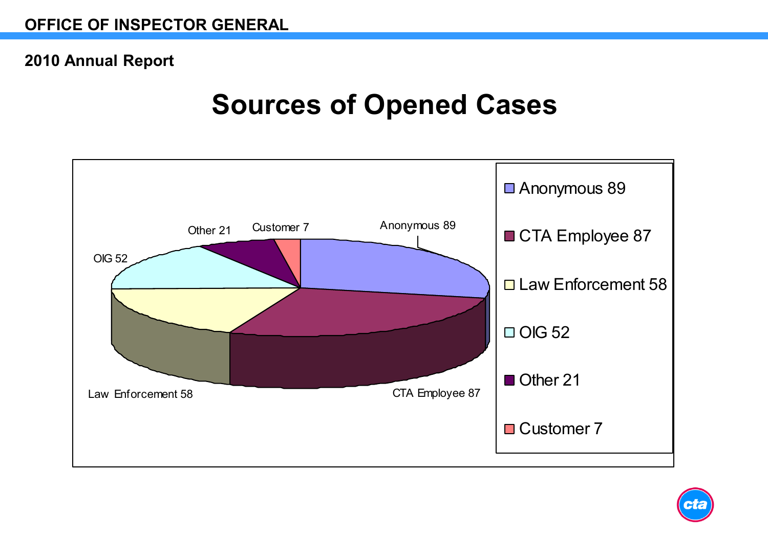## 2010 Annual Report

# Sources of Opened Cases

| Source | Cases |
|---|---|
| Anonymous | 89 |
| CTA Employee | 87 |
| Law Enforcement | 58 |
| OIG | 52 |
| Other | 21 |
| Customer | 7 |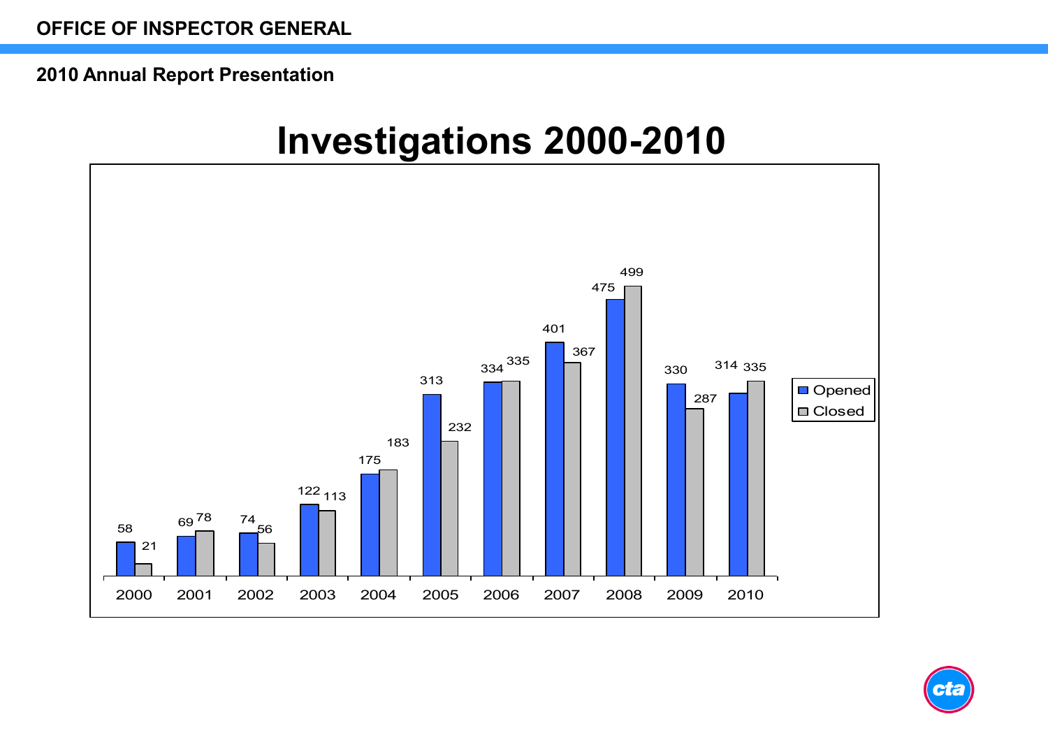# OFFICE OF INSPECTOR GENERAL

## 2010 Annual Report Presentation

## Investigations 2000-2010

| Year | Opened | Closed |
|---|---|---|
| 2000 | 58 | 21 |
| 2001 | 69 | 78 |
| 2002 | 74 | 56 |
| 2003 | 122 | 113 |
| 2004 | 175 | 183 |
| 2005 | 313 | 232 |
| 2006 | 334 | 335 |
| 2007 | 401 | 367 |
| 2008 | 475 | 499 |
| 2009 | 330 | 287 |
| 2010 | 314 | 335 |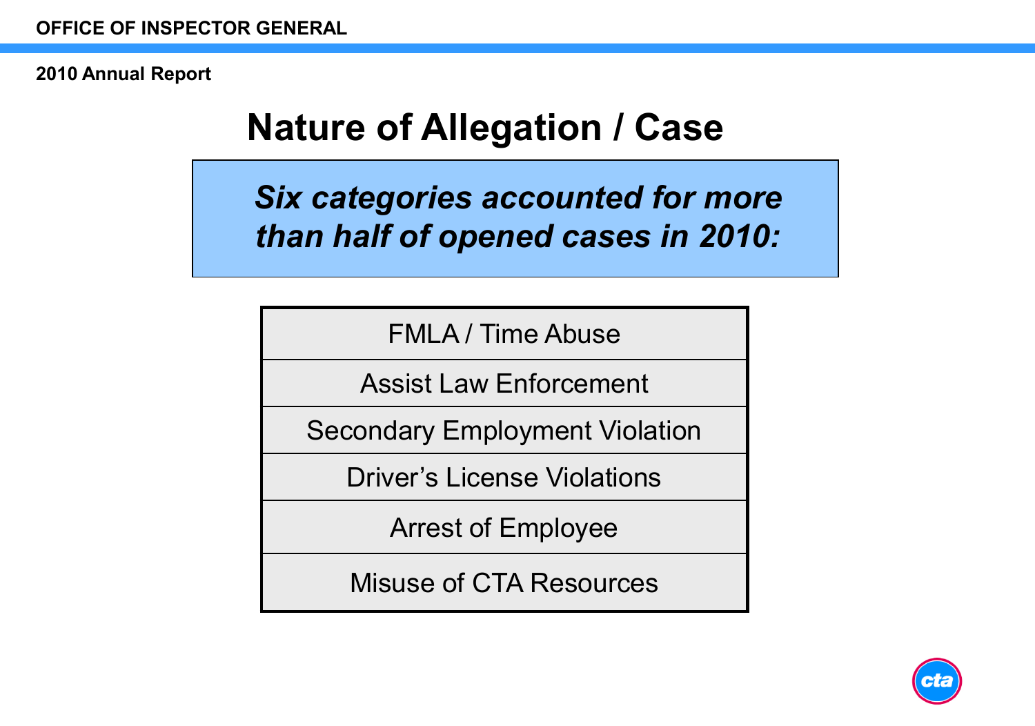# Nature of Allegation / Case

***Six categories accounted for more than half of opened cases in 2010:***

| |
|---|
| FMLA / Time Abuse |
| Assist Law Enforcement |
| Secondary Employment Violation |
| Driver's License Violations |
| Arrest of Employee |
| Misuse of CTA Resources |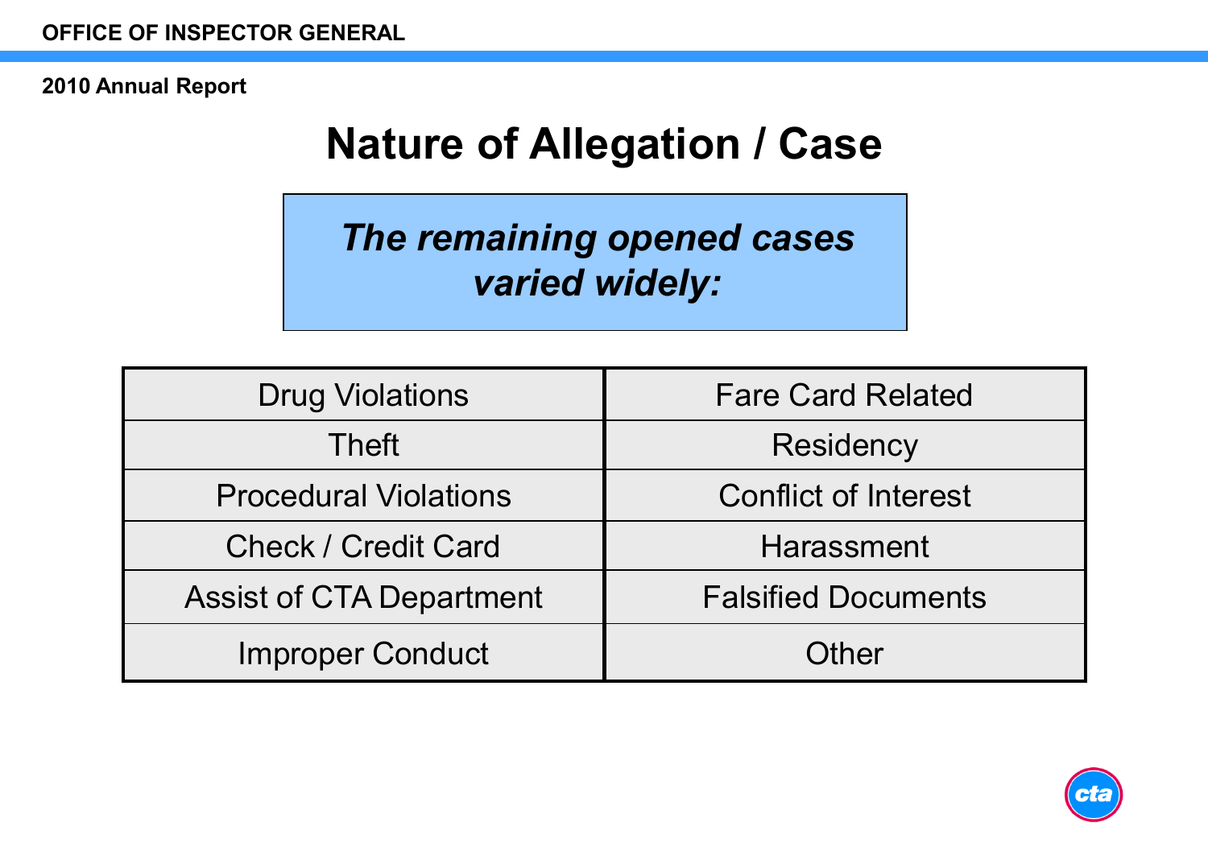# Nature of Allegation / Case

***The remaining opened cases varied widely:***

| | |
|---|---|
| Drug Violations | Fare Card Related |
| Theft | Residency |
| Procedural Violations | Conflict of Interest |
| Check / Credit Card | Harassment |
| Assist of CTA Department | Falsified Documents |
| Improper Conduct | Other |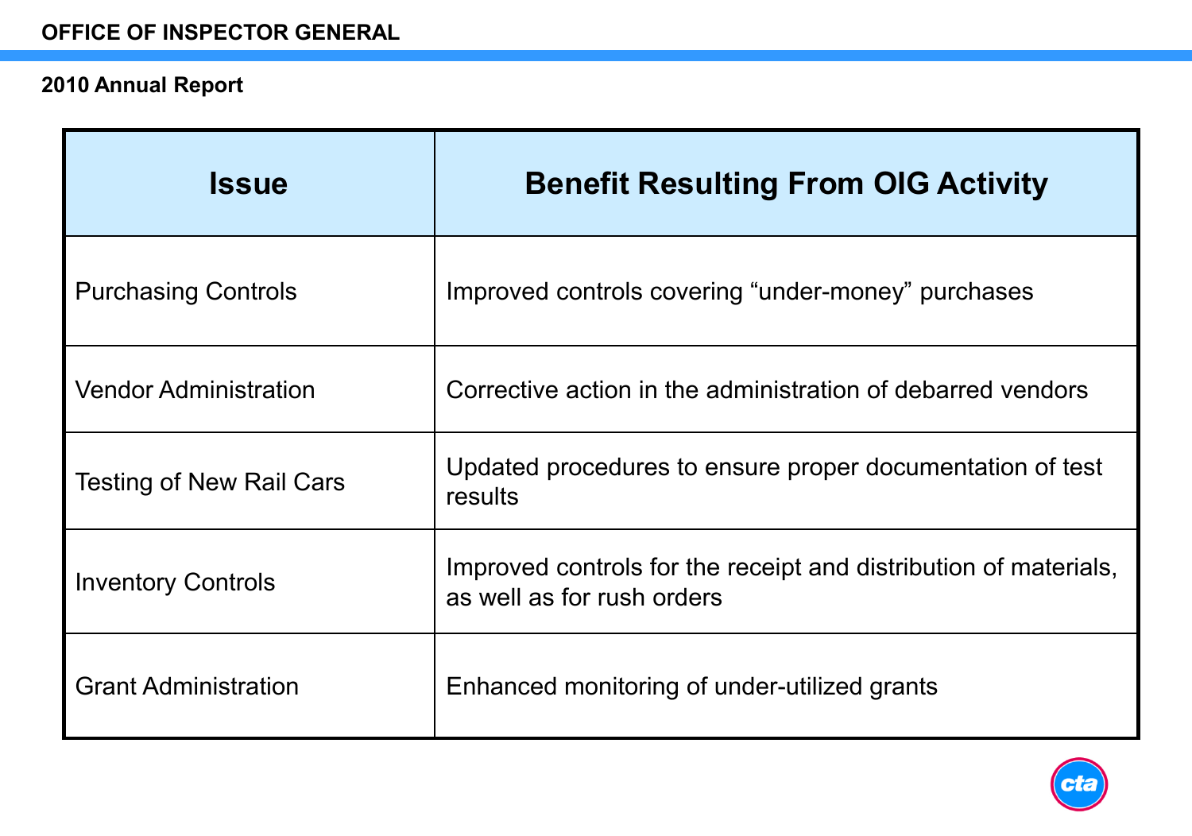| Issue | Benefit Resulting From OIG Activity |
|---|---|
| Purchasing Controls | Improved controls covering “under-money” purchases |
| Vendor Administration | Corrective action in the administration of debarred vendors |
| Testing of New Rail Cars | Updated procedures to ensure proper documentation of test results |
| Inventory Controls | Improved controls for the receipt and distribution of materials, as well as for rush orders |
| Grant Administration | Enhanced monitoring of under-utilized grants |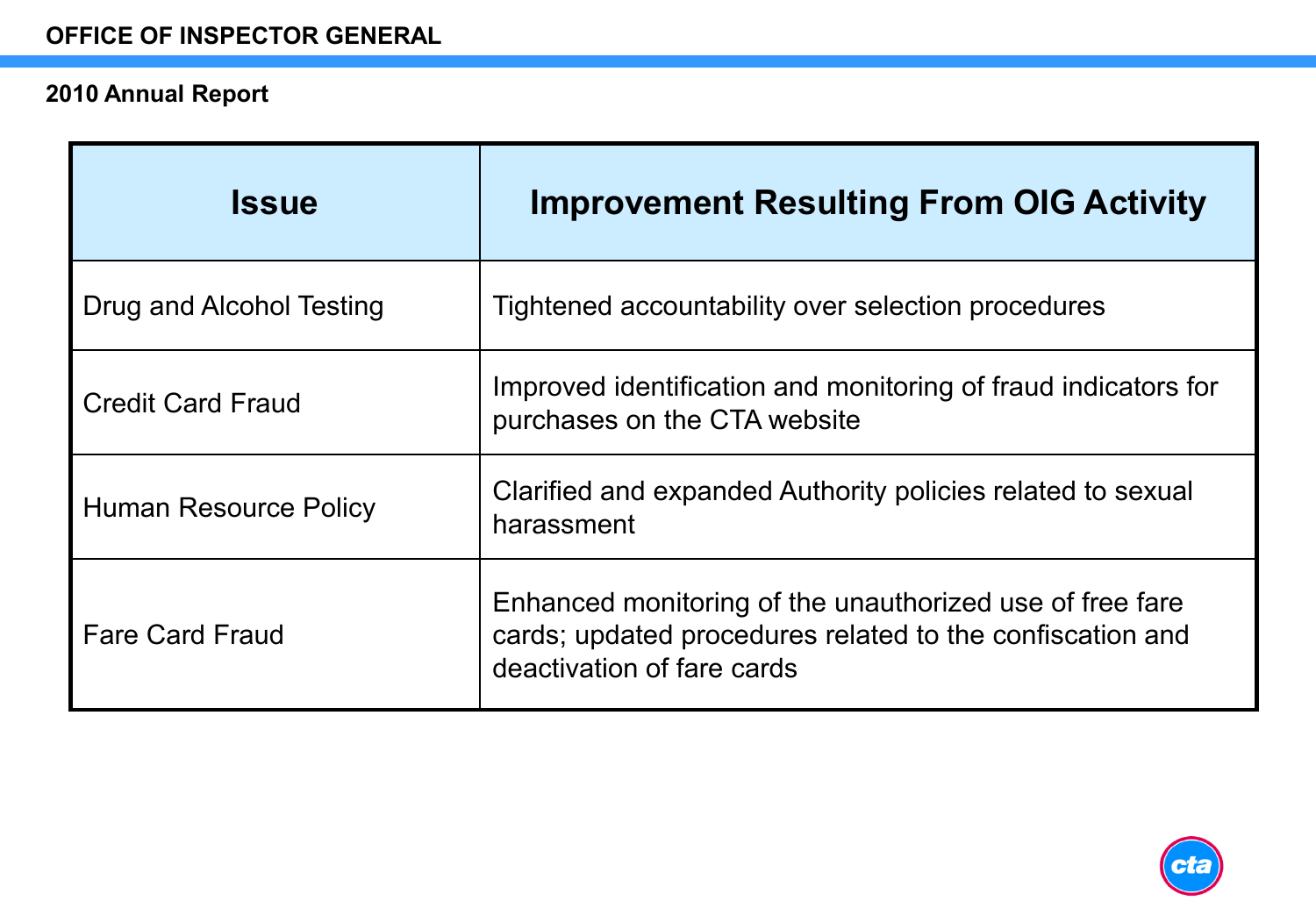| Issue | Improvement Resulting From OIG Activity |
|---|---|
| Drug and Alcohol Testing | Tightened accountability over selection procedures |
| Credit Card Fraud | Improved identification and monitoring of fraud indicators for purchases on the CTA website |
| Human Resource Policy | Clarified and expanded Authority policies related to sexual harassment |
| Fare Card Fraud | Enhanced monitoring of the unauthorized use of free fare cards; updated procedures related to the confiscation and deactivation of fare cards |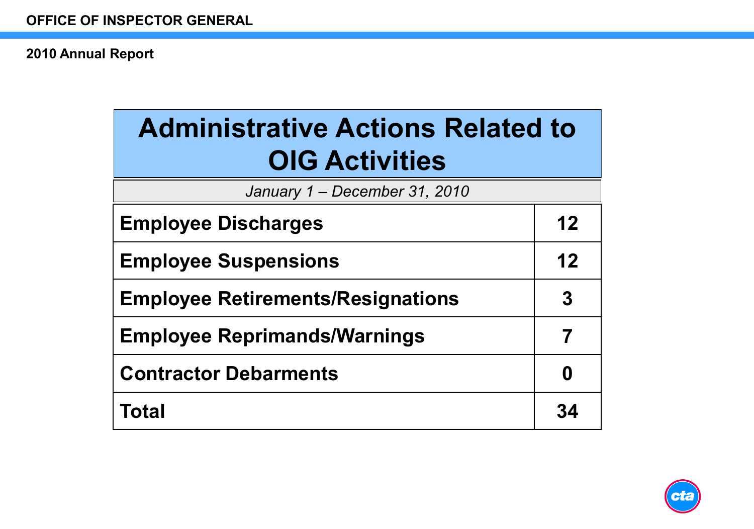# Administrative Actions Related to OIG Activities

*January 1 – December 31, 2010*

| | |
|---|---|
| **Employee Discharges** | **12** |
| **Employee Suspensions** | **12** |
| **Employee Retirements/Resignations** | **3** |
| **Employee Reprimands/Warnings** | **7** |
| **Contractor Debarments** | **0** |
| **Total** | **34** |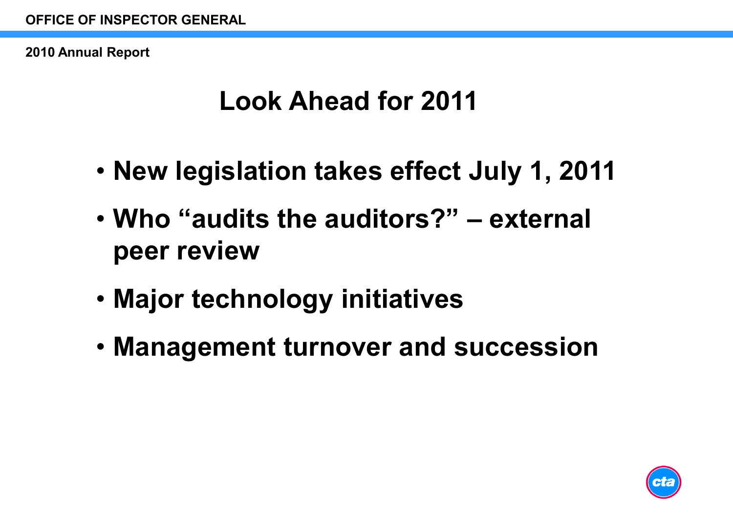# Look Ahead for 2011

- New legislation takes effect July 1, 2011
- Who "audits the auditors?" – external peer review
- Major technology initiatives
- Management turnover and succession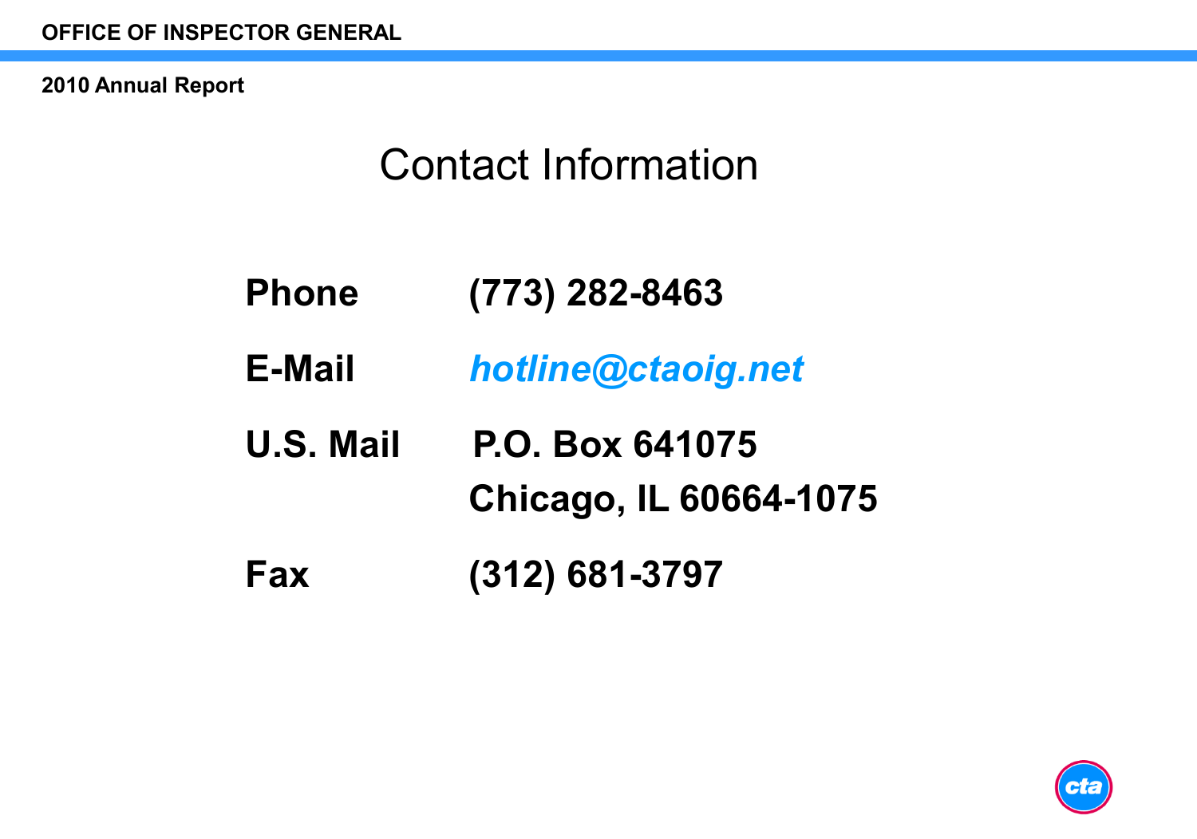# Contact Information

| | |
|---|---|
| **Phone** | **(773) 282-8463** |
| **E-Mail** | ***hotline@ctaoig.net*** |
| **U.S. Mail** | **P.O. Box 641075**<br>**Chicago, IL 60664-1075** |
| **Fax** | **(312) 681-3797** |